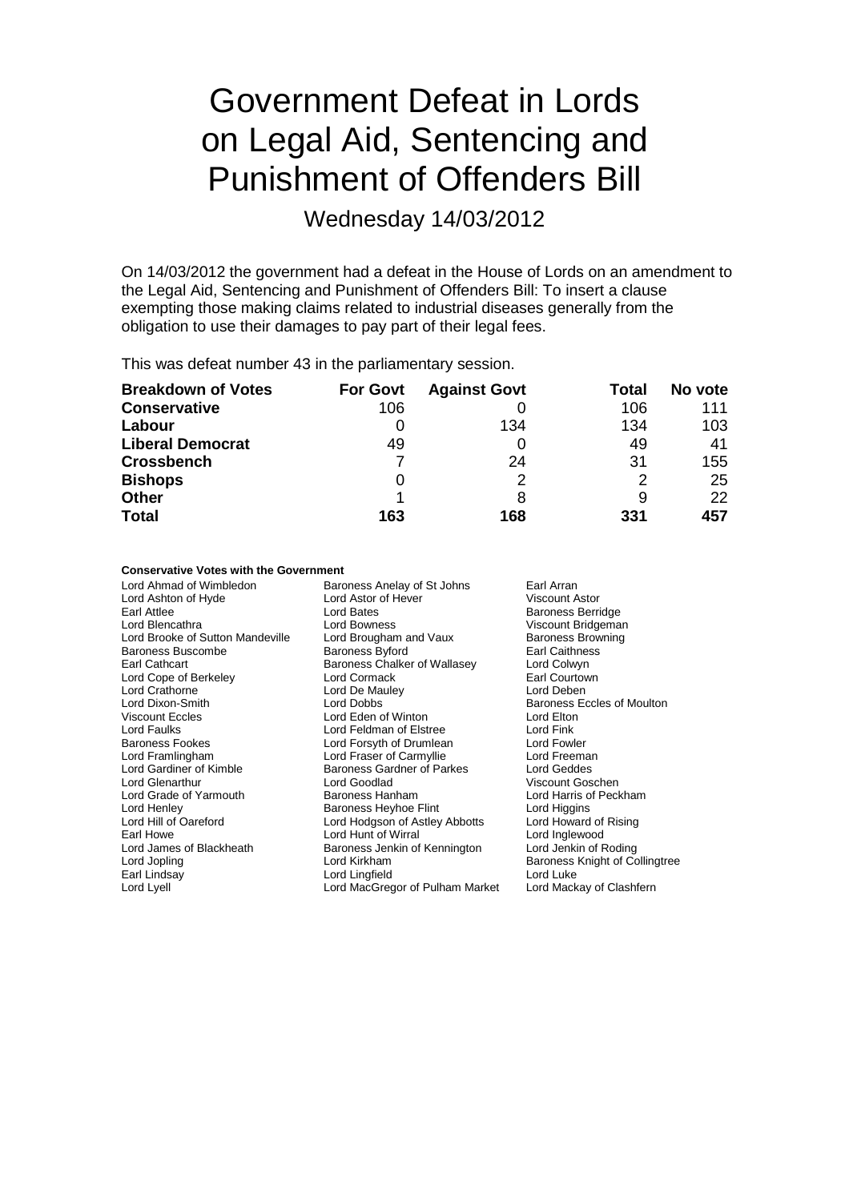# Government Defeat in Lords on Legal Aid, Sentencing and Punishment of Offenders Bill

Wednesday 14/03/2012

On 14/03/2012 the government had a defeat in the House of Lords on an amendment to the Legal Aid, Sentencing and Punishment of Offenders Bill: To insert a clause exempting those making claims related to industrial diseases generally from the obligation to use their damages to pay part of their legal fees.

This was defeat number 43 in the parliamentary session.

| Breakdown of Votes | For Govt | Against Govt | Total | No vote |
|---|---|---|---|---|
| **Conservative** | 106 | 0 | 106 | 111 |
| **Labour** | 0 | 134 | 134 | 103 |
| **Liberal Democrat** | 49 | 0 | 49 | 41 |
| **Crossbench** | 7 | 24 | 31 | 155 |
| **Bishops** | 0 | 2 | 2 | 25 |
| **Other** | 1 | 8 | 9 | 22 |
| **Total** | **163** | **168** | **331** | **457** |

**Conservative Votes with the Government**

| | | |
|---|---|---|
| Lord Ahmad of Wimbledon | Baroness Anelay of St Johns | Earl Arran |
| Lord Ashton of Hyde | Lord Astor of Hever | Viscount Astor |
| Earl Attlee | Lord Bates | Baroness Berridge |
| Lord Blencathra | Lord Bowness | Viscount Bridgeman |
| Lord Brooke of Sutton Mandeville | Lord Brougham and Vaux | Baroness Browning |
| Baroness Buscombe | Baroness Byford | Earl Caithness |
| Earl Cathcart | Baroness Chalker of Wallasey | Lord Colwyn |
| Lord Cope of Berkeley | Lord Cormack | Earl Courtown |
| Lord Crathorne | Lord De Mauley | Lord Deben |
| Lord Dixon-Smith | Lord Dobbs | Baroness Eccles of Moulton |
| Viscount Eccles | Lord Eden of Winton | Lord Elton |
| Lord Faulks | Lord Feldman of Elstree | Lord Fink |
| Baroness Fookes | Lord Forsyth of Drumlean | Lord Fowler |
| Lord Framlingham | Lord Fraser of Carmyllie | Lord Freeman |
| Lord Gardiner of Kimble | Baroness Gardner of Parkes | Lord Geddes |
| Lord Glenarthur | Lord Goodlad | Viscount Goschen |
| Lord Grade of Yarmouth | Baroness Hanham | Lord Harris of Peckham |
| Lord Henley | Baroness Heyhoe Flint | Lord Higgins |
| Lord Hill of Oareford | Lord Hodgson of Astley Abbotts | Lord Howard of Rising |
| Earl Howe | Lord Hunt of Wirral | Lord Inglewood |
| Lord James of Blackheath | Baroness Jenkin of Kennington | Lord Jenkin of Roding |
| Lord Jopling | Lord Kirkham | Baroness Knight of Collingtree |
| Earl Lindsay | Lord Lingfield | Lord Luke |
| Lord Lyell | Lord MacGregor of Pulham Market | Lord Mackay of Clashfern |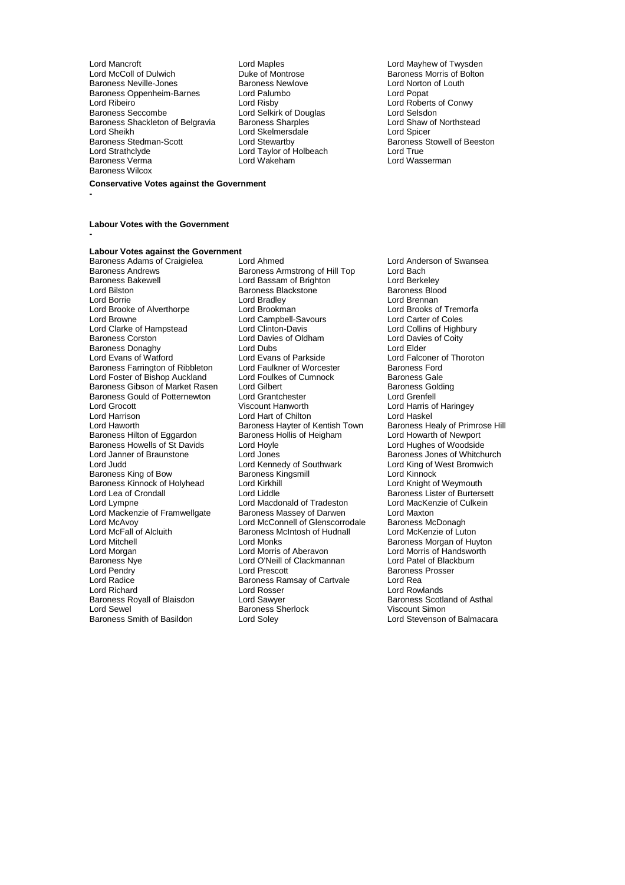Lord Mancroft
Lord Maples
Lord Mayhew of Twysden
Lord McColl of Dulwich
Duke of Montrose
Baroness Morris of Bolton
Baroness Neville-Jones
Baroness Newlove
Lord Norton of Louth
Baroness Oppenheim-Barnes
Lord Palumbo
Lord Popat
Lord Ribeiro
Lord Risby
Lord Roberts of Conwy
Baroness Seccombe
Lord Selkirk of Douglas
Lord Selsdon
Baroness Shackleton of Belgravia
Baroness Sharples
Lord Shaw of Northstead
Lord Sheikh
Lord Skelmersdale
Lord Spicer
Baroness Stedman-Scott
Lord Stewartby
Baroness Stowell of Beeston
Lord Strathclyde
Lord Taylor of Holbeach
Lord True
Baroness Verma
Lord Wakeham
Lord Wasserman
Baroness Wilcox

**Conservative Votes against the Government**

-

**Labour Votes with the Government**

-

**Labour Votes against the Government**

Baroness Adams of Craigielea
Lord Ahmed
Lord Anderson of Swansea
Baroness Andrews
Baroness Armstrong of Hill Top
Lord Bach
Baroness Bakewell
Lord Bassam of Brighton
Lord Berkeley
Lord Bilston
Baroness Blackstone
Baroness Blood
Lord Borrie
Lord Bradley
Lord Brennan
Lord Brooke of Alverthorpe
Lord Brookman
Lord Brooks of Tremorfa
Lord Browne
Lord Campbell-Savours
Lord Carter of Coles
Lord Clarke of Hampstead
Lord Clinton-Davis
Lord Collins of Highbury
Baroness Corston
Lord Davies of Oldham
Lord Davies of Coity
Baroness Donaghy
Lord Dubs
Lord Elder
Lord Evans of Watford
Lord Evans of Parkside
Lord Falconer of Thoroton
Baroness Farrington of Ribbleton
Lord Faulkner of Worcester
Baroness Ford
Lord Foster of Bishop Auckland
Lord Foulkes of Cumnock
Baroness Gale
Baroness Gibson of Market Rasen
Lord Gilbert
Baroness Golding
Baroness Gould of Potternewton
Lord Grantchester
Lord Grenfell
Lord Grocott
Viscount Hanworth
Lord Harris of Haringey
Lord Harrison
Lord Hart of Chilton
Lord Haskel
Lord Haworth
Baroness Hayter of Kentish Town
Baroness Healy of Primrose Hill
Baroness Hilton of Eggardon
Baroness Hollis of Heigham
Lord Howarth of Newport
Baroness Howells of St Davids
Lord Hoyle
Lord Hughes of Woodside
Lord Janner of Braunstone
Lord Jones
Baroness Jones of Whitchurch
Lord Judd
Lord Kennedy of Southwark
Lord King of West Bromwich
Baroness King of Bow
Baroness Kingsmill
Lord Kinnock
Baroness Kinnock of Holyhead
Lord Kirkhill
Lord Knight of Weymouth
Lord Lea of Crondall
Lord Liddle
Baroness Lister of Burtersett
Lord Lympne
Lord Macdonald of Tradeston
Lord MacKenzie of Culkein
Lord Mackenzie of Framwellgate
Baroness Massey of Darwen
Lord Maxton
Lord McAvoy
Lord McConnell of Glenscorrodale
Baroness McDonagh
Lord McFall of Alcluith
Baroness McIntosh of Hudnall
Lord McKenzie of Luton
Lord Mitchell
Lord Monks
Baroness Morgan of Huyton
Lord Morgan
Lord Morris of Aberavon
Lord Morris of Handsworth
Baroness Nye
Lord O'Neill of Clackmannan
Lord Patel of Blackburn
Lord Pendry
Lord Prescott
Baroness Prosser
Lord Radice
Baroness Ramsay of Cartvale
Lord Rea
Lord Richard
Lord Rosser
Lord Rowlands
Baroness Royall of Blaisdon
Lord Sawyer
Baroness Scotland of Asthal
Lord Sewel
Baroness Sherlock
Viscount Simon
Baroness Smith of Basildon
Lord Soley
Lord Stevenson of Balmacara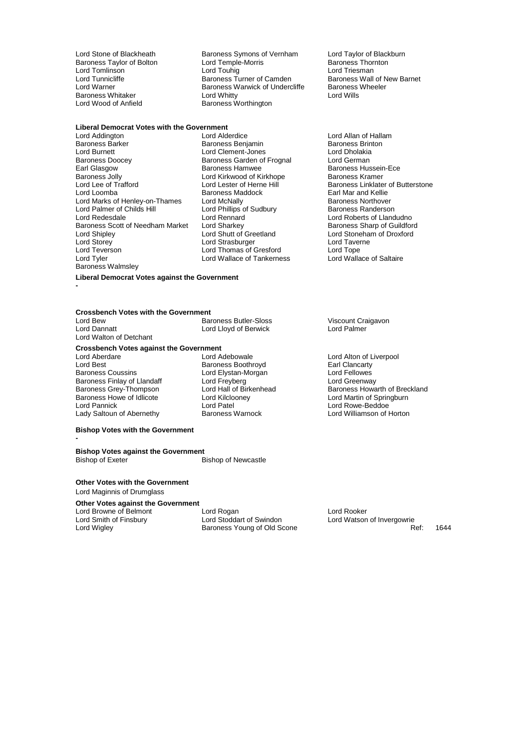Lord Stone of Blackheath
Baroness Taylor of Bolton
Lord Tomlinson
Lord Tunnicliffe
Lord Warner
Baroness Whitaker
Lord Wood of Anfield
Baroness Symons of Vernham
Lord Temple-Morris
Lord Touhig
Baroness Turner of Camden
Baroness Warwick of Undercliffe
Lord Whitty
Baroness Worthington
Lord Taylor of Blackburn
Baroness Thornton
Lord Triesman
Baroness Wall of New Barnet
Baroness Wheeler
Lord Wills

**Liberal Democrat Votes with the Government**

Lord Addington
Baroness Barker
Lord Burnett
Baroness Doocey
Earl Glasgow
Baroness Jolly
Lord Lee of Trafford
Lord Loomba
Lord Marks of Henley-on-Thames
Lord Palmer of Childs Hill
Lord Redesdale
Baroness Scott of Needham Market
Lord Shipley
Lord Storey
Lord Teverson
Lord Tyler
Baroness Walmsley
Lord Alderdice
Baroness Benjamin
Lord Clement-Jones
Baroness Garden of Frognal
Baroness Hamwee
Lord Kirkwood of Kirkhope
Lord Lester of Herne Hill
Baroness Maddock
Lord McNally
Lord Phillips of Sudbury
Lord Rennard
Lord Sharkey
Lord Shutt of Greetland
Lord Strasburger
Lord Thomas of Gresford
Lord Wallace of Tankerness
Lord Allan of Hallam
Baroness Brinton
Lord Dholakia
Lord German
Baroness Hussein-Ece
Baroness Kramer
Baroness Linklater of Butterstone
Earl Mar and Kellie
Baroness Northover
Baroness Randerson
Lord Roberts of Llandudno
Baroness Sharp of Guildford
Lord Stoneham of Droxford
Lord Taverne
Lord Tope
Lord Wallace of Saltaire

**Liberal Democrat Votes against the Government**

-

**Crossbench Votes with the Government**

Lord Bew
Lord Dannatt
Lord Walton of Detchant
Baroness Butler-Sloss
Lord Lloyd of Berwick
Viscount Craigavon
Lord Palmer

**Crossbench Votes against the Government**

Lord Aberdare
Lord Best
Baroness Coussins
Baroness Finlay of Llandaff
Baroness Grey-Thompson
Baroness Howe of Idlicote
Lord Pannick
Lady Saltoun of Abernethy
Lord Adebowale
Baroness Boothroyd
Lord Elystan-Morgan
Lord Freyberg
Lord Hall of Birkenhead
Lord Kilclooney
Lord Patel
Baroness Warnock
Lord Alton of Liverpool
Earl Clancarty
Lord Fellowes
Lord Greenway
Baroness Howarth of Breckland
Lord Martin of Springburn
Lord Rowe-Beddoe
Lord Williamson of Horton

**Bishop Votes with the Government**

-

**Bishop Votes against the Government**

Bishop of Exeter
Bishop of Newcastle

**Other Votes with the Government**

Lord Maginnis of Drumglass

**Other Votes against the Government**

Lord Browne of Belmont
Lord Smith of Finsbury
Lord Wigley
Lord Rogan
Lord Stoddart of Swindon
Baroness Young of Old Scone
Lord Rooker
Lord Watson of Invergowrie

Ref: 1644